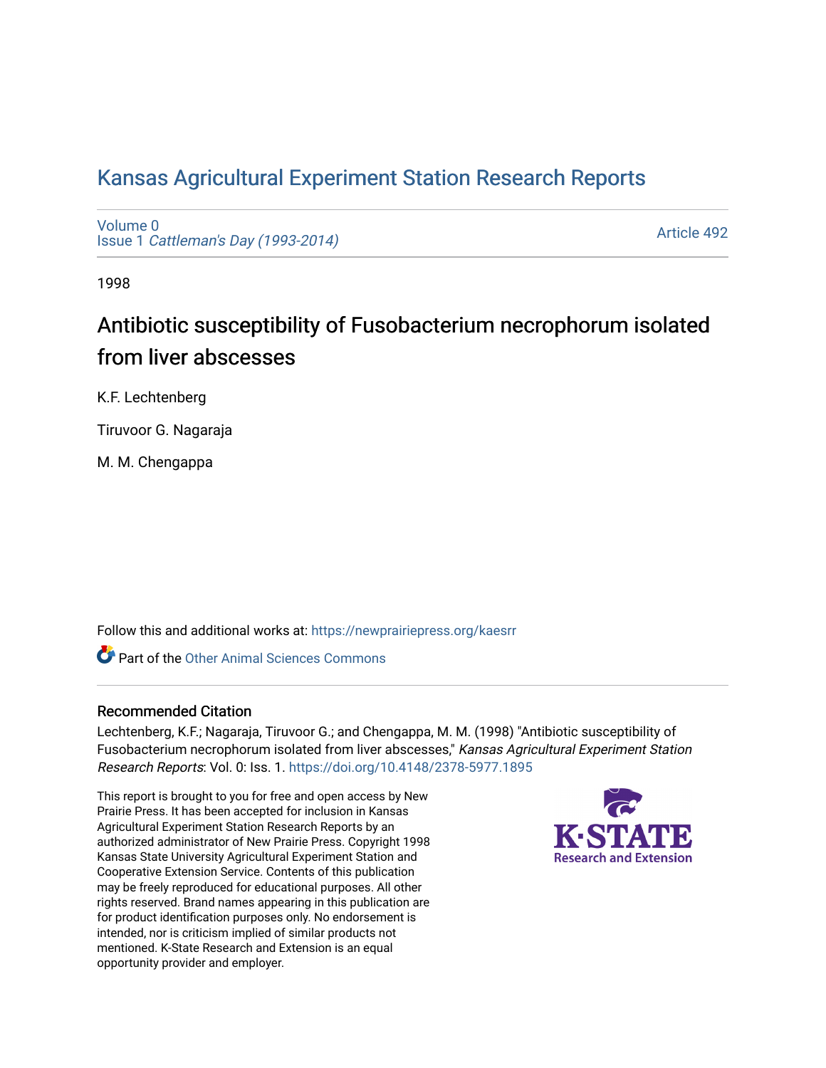# Kansas Agricultural Experiment Station Research Reports

Volume 0
Issue 1 *Cattleman's Day (1993-2014)*

Article 492

1998

## Antibiotic susceptibility of Fusobacterium necrophorum isolated from liver abscesses

K.F. Lechtenberg

Tiruvoor G. Nagaraja

M. M. Chengappa

Follow this and additional works at: https://newprairiepress.org/kaesrr

Part of the Other Animal Sciences Commons

### Recommended Citation

Lechtenberg, K.F.; Nagaraja, Tiruvoor G.; and Chengappa, M. M. (1998) "Antibiotic susceptibility of Fusobacterium necrophorum isolated from liver abscesses," *Kansas Agricultural Experiment Station Research Reports*: Vol. 0: Iss. 1. https://doi.org/10.4148/2378-5977.1895

This report is brought to you for free and open access by New Prairie Press. It has been accepted for inclusion in Kansas Agricultural Experiment Station Research Reports by an authorized administrator of New Prairie Press. Copyright 1998 Kansas State University Agricultural Experiment Station and Cooperative Extension Service. Contents of this publication may be freely reproduced for educational purposes. All other rights reserved. Brand names appearing in this publication are for product identification purposes only. No endorsement is intended, nor is criticism implied of similar products not mentioned. K-State Research and Extension is an equal opportunity provider and employer.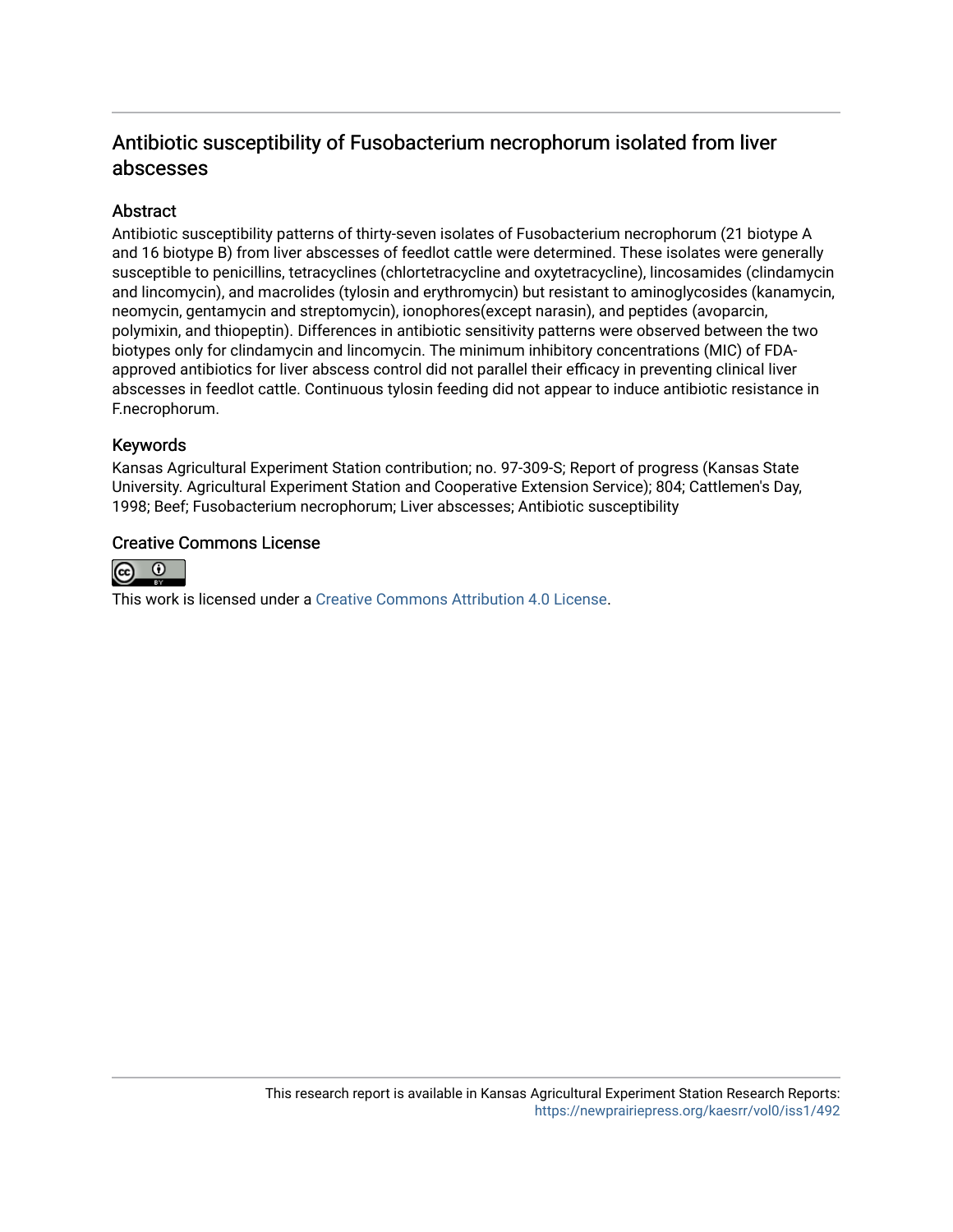# Antibiotic susceptibility of Fusobacterium necrophorum isolated from liver abscesses

## Abstract

Antibiotic susceptibility patterns of thirty-seven isolates of Fusobacterium necrophorum (21 biotype A and 16 biotype B) from liver abscesses of feedlot cattle were determined. These isolates were generally susceptible to penicillins, tetracyclines (chlortetracycline and oxytetracycline), lincosamides (clindamycin and lincomycin), and macrolides (tylosin and erythromycin) but resistant to aminoglycosides (kanamycin, neomycin, gentamycin and streptomycin), ionophores(except narasin), and peptides (avoparcin, polymixin, and thiopeptin). Differences in antibiotic sensitivity patterns were observed between the two biotypes only for clindamycin and lincomycin. The minimum inhibitory concentrations (MIC) of FDA-approved antibiotics for liver abscess control did not parallel their efficacy in preventing clinical liver abscesses in feedlot cattle. Continuous tylosin feeding did not appear to induce antibiotic resistance in F.necrophorum.

## Keywords

Kansas Agricultural Experiment Station contribution; no. 97-309-S; Report of progress (Kansas State University. Agricultural Experiment Station and Cooperative Extension Service); 804; Cattlemen's Day, 1998; Beef; Fusobacterium necrophorum; Liver abscesses; Antibiotic susceptibility

## Creative Commons License

This work is licensed under a Creative Commons Attribution 4.0 License.

This research report is available in Kansas Agricultural Experiment Station Research Reports: https://newprairiepress.org/kaesrr/vol0/iss1/492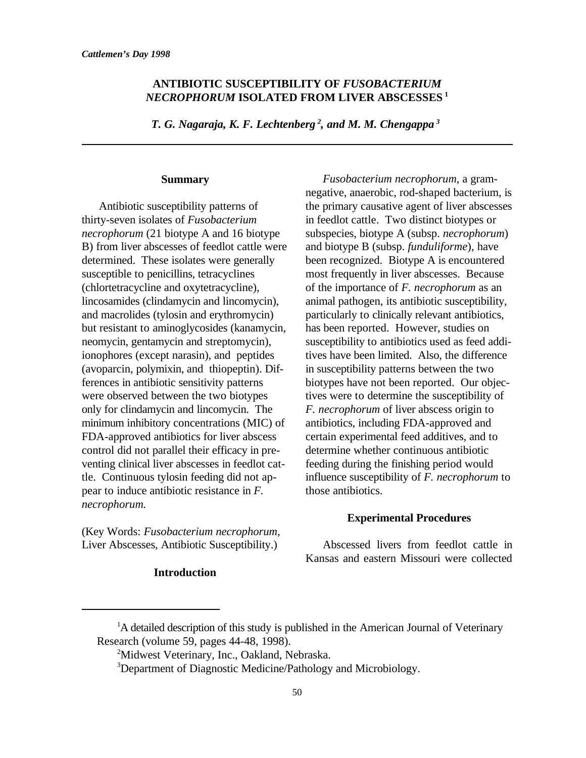# ANTIBIOTIC SUSCEPTIBILITY OF *FUSOBACTERIUM NECROPHORUM* ISOLATED FROM LIVER ABSCESSES [1]

***T. G. Nagaraja, K. F. Lechtenberg [2], and M. M. Chengappa [3]***

## Summary

Antibiotic susceptibility patterns of thirty-seven isolates of *Fusobacterium necrophorum* (21 biotype A and 16 biotype B) from liver abscesses of feedlot cattle were determined. These isolates were generally susceptible to penicillins, tetracyclines (chlortetracycline and oxytetracycline), lincosamides (clindamycin and lincomycin), and macrolides (tylosin and erythromycin) but resistant to aminoglycosides (kanamycin, neomycin, gentamycin and streptomycin), ionophores (except narasin), and peptides (avoparcin, polymixin, and thiopeptin). Differences in antibiotic sensitivity patterns were observed between the two biotypes only for clindamycin and lincomycin. The minimum inhibitory concentrations (MIC) of FDA-approved antibiotics for liver abscess control did not parallel their efficacy in preventing clinical liver abscesses in feedlot cattle. Continuous tylosin feeding did not appear to induce antibiotic resistance in *F. necrophorum.*

(Key Words: *Fusobacterium necrophorum*, Liver Abscesses, Antibiotic Susceptibility.)

## Introduction

*Fusobacterium necrophorum*, a gram-negative, anaerobic, rod-shaped bacterium, is the primary causative agent of liver abscesses in feedlot cattle. Two distinct biotypes or subspecies, biotype A (subsp. *necrophorum*) and biotype B (subsp. *funduliforme*), have been recognized. Biotype A is encountered most frequently in liver abscesses. Because of the importance of *F. necrophorum* as an animal pathogen, its antibiotic susceptibility, particularly to clinically relevant antibiotics, has been reported. However, studies on susceptibility to antibiotics used as feed additives have been limited. Also, the difference in susceptibility patterns between the two biotypes have not been reported. Our objectives were to determine the susceptibility of *F. necrophorum* of liver abscess origin to antibiotics, including FDA-approved and certain experimental feed additives, and to determine whether continuous antibiotic feeding during the finishing period would influence susceptibility of *F. necrophorum* to those antibiotics.

## Experimental Procedures

Abscessed livers from feedlot cattle in Kansas and eastern Missouri were collected

[1] A detailed description of this study is published in the American Journal of Veterinary Research (volume 59, pages 44-48, 1998).

[2] Midwest Veterinary, Inc., Oakland, Nebraska.

[3] Department of Diagnostic Medicine/Pathology and Microbiology.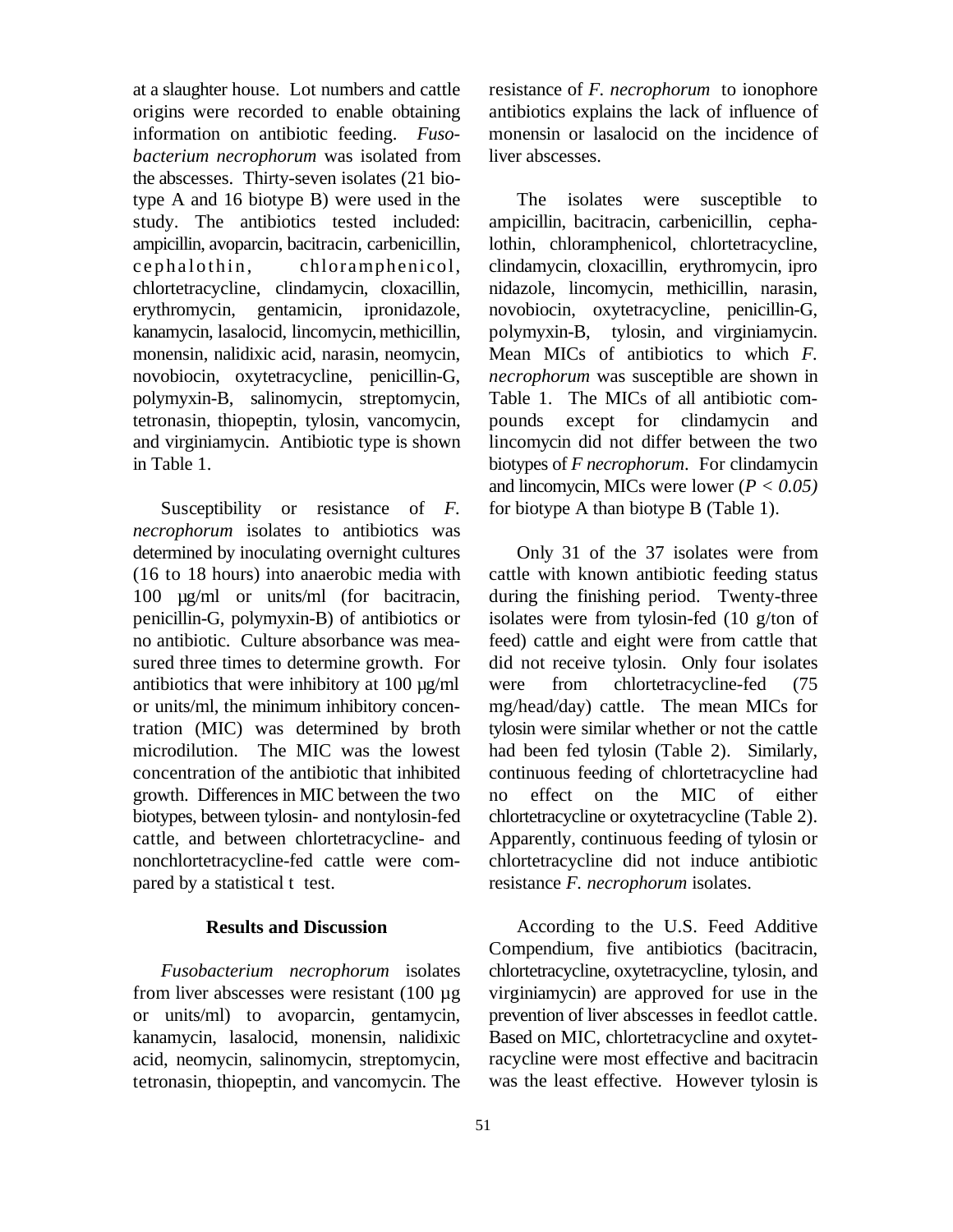at a slaughter house. Lot numbers and cattle origins were recorded to enable obtaining information on antibiotic feeding. *Fusobacterium necrophorum* was isolated from the abscesses. Thirty-seven isolates (21 biotype A and 16 biotype B) were used in the study. The antibiotics tested included: ampicillin, avoparcin, bacitracin, carbenicillin, cephalothin, chloramphenicol, chlortetracycline, clindamycin, cloxacillin, erythromycin, gentamicin, ipronidazole, kanamycin, lasalocid, lincomycin, methicillin, monensin, nalidixic acid, narasin, neomycin, novobiocin, oxytetracycline, penicillin-G, polymyxin-B, salinomycin, streptomycin, tetronasin, thiopeptin, tylosin, vancomycin, and virginiamycin. Antibiotic type is shown in Table 1.

Susceptibility or resistance of *F. necrophorum* isolates to antibiotics was determined by inoculating overnight cultures (16 to 18 hours) into anaerobic media with 100 µg/ml or units/ml (for bacitracin, penicillin-G, polymyxin-B) of antibiotics or no antibiotic. Culture absorbance was measured three times to determine growth. For antibiotics that were inhibitory at 100 µg/ml or units/ml, the minimum inhibitory concentration (MIC) was determined by broth microdilution. The MIC was the lowest concentration of the antibiotic that inhibited growth. Differences in MIC between the two biotypes, between tylosin- and nontylosin-fed cattle, and between chlortetracycline- and nonchlortetracycline-fed cattle were compared by a statistical t test.

## Results and Discussion

*Fusobacterium necrophorum* isolates from liver abscesses were resistant (100 µg or units/ml) to avoparcin, gentamycin, kanamycin, lasalocid, monensin, nalidixic acid, neomycin, salinomycin, streptomycin, tetronasin, thiopeptin, and vancomycin. The resistance of *F. necrophorum* to ionophore antibiotics explains the lack of influence of monensin or lasalocid on the incidence of liver abscesses.

The isolates were susceptible to ampicillin, bacitracin, carbenicillin, cephalothin, chloramphenicol, chlortetracycline, clindamycin, cloxacillin, erythromycin, ipro nidazole, lincomycin, methicillin, narasin, novobiocin, oxytetracycline, penicillin-G, polymyxin-B, tylosin, and virginiamycin. Mean MICs of antibiotics to which *F. necrophorum* was susceptible are shown in Table 1. The MICs of all antibiotic compounds except for clindamycin and lincomycin did not differ between the two biotypes of *F necrophorum*. For clindamycin and lincomycin, MICs were lower ($P < 0.05$) for biotype A than biotype B (Table 1).

Only 31 of the 37 isolates were from cattle with known antibiotic feeding status during the finishing period. Twenty-three isolates were from tylosin-fed (10 g/ton of feed) cattle and eight were from cattle that did not receive tylosin. Only four isolates were from chlortetracycline-fed (75 mg/head/day) cattle. The mean MICs for tylosin were similar whether or not the cattle had been fed tylosin (Table 2). Similarly, continuous feeding of chlortetracycline had no effect on the MIC of either chlortetracycline or oxytetracycline (Table 2). Apparently, continuous feeding of tylosin or chlortetracycline did not induce antibiotic resistance *F. necrophorum* isolates.

According to the U.S. Feed Additive Compendium, five antibiotics (bacitracin, chlortetracycline, oxytetracycline, tylosin, and virginiamycin) are approved for use in the prevention of liver abscesses in feedlot cattle. Based on MIC, chlortetracycline and oxytetracycline were most effective and bacitracin was the least effective. However tylosin is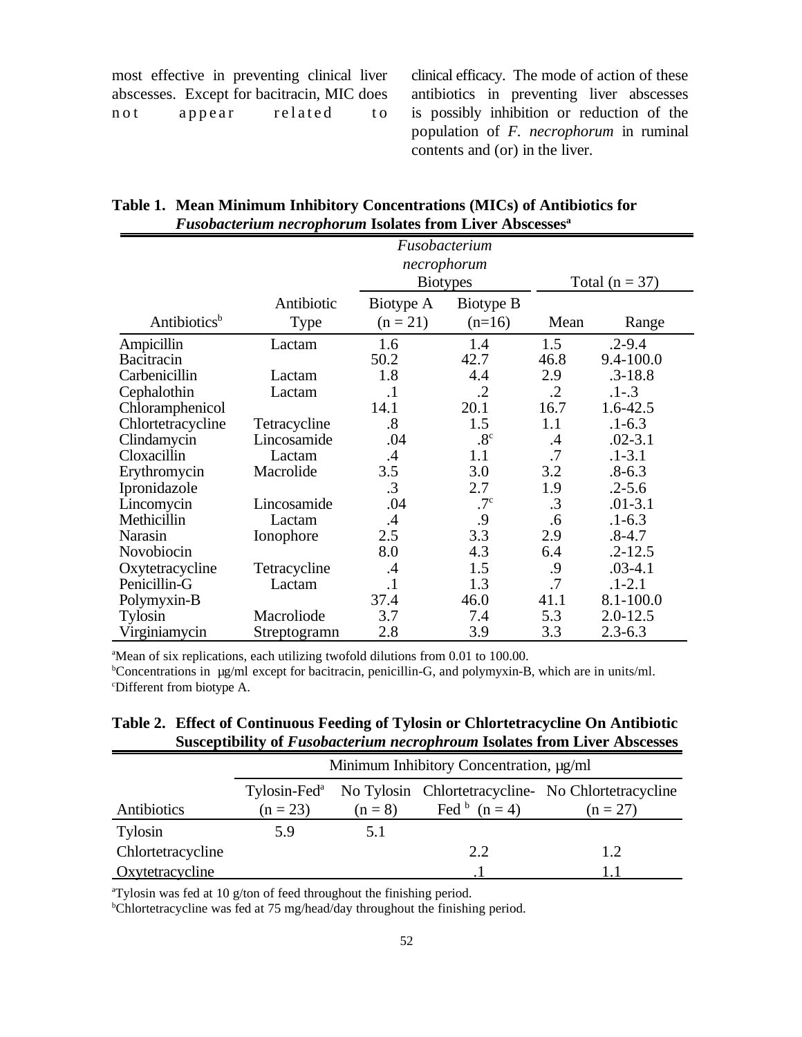most effective in preventing clinical liver abscesses. Except for bacitracin, MIC does not appear related to clinical efficacy. The mode of action of these antibiotics in preventing liver abscesses is possibly inhibition or reduction of the population of *F. necrophorum* in ruminal contents and (or) in the liver.

**Table 1. Mean Minimum Inhibitory Concentrations (MICs) of Antibiotics for *Fusobacterium necrophorum* Isolates from Liver Abscesses[a]**

| | | *Fusobacterium necrophorum* Biotypes | | Total (n = 37) | |
|---|---|---|---|---|---|
| Antibiotics[b] | Antibiotic Type | Biotype A (n = 21) | Biotype B (n=16) | Mean | Range |
| Ampicillin | Lactam | 1.6 | 1.4 | 1.5 | .2-9.4 |
| Bacitracin | | 50.2 | 42.7 | 46.8 | 9.4-100.0 |
| Carbenicillin | Lactam | 1.8 | 4.4 | 2.9 | .3-18.8 |
| Cephalothin | Lactam | .1 | .2 | .2 | .1-.3 |
| Chloramphenicol | | 14.1 | 20.1 | 16.7 | 1.6-42.5 |
| Chlortetracycline | Tetracycline | .8 | 1.5 | 1.1 | .1-6.3 |
| Clindamycin | Lincosamide | .04 | .8[c] | .4 | .02-3.1 |
| Cloxacillin | Lactam | .4 | 1.1 | .7 | .1-3.1 |
| Erythromycin | Macrolide | 3.5 | 3.0 | 3.2 | .8-6.3 |
| Ipronidazole | | .3 | 2.7 | 1.9 | .2-5.6 |
| Lincomycin | Lincosamide | .04 | .7[c] | .3 | .01-3.1 |
| Methicillin | Lactam | .4 | .9 | .6 | .1-6.3 |
| Narasin | Ionophore | 2.5 | 3.3 | 2.9 | .8-4.7 |
| Novobiocin | | 8.0 | 4.3 | 6.4 | .2-12.5 |
| Oxytetracycline | Tetracycline | .4 | 1.5 | .9 | .03-4.1 |
| Penicillin-G | Lactam | .1 | 1.3 | .7 | .1-2.1 |
| Polymyxin-B | | 37.4 | 46.0 | 41.1 | 8.1-100.0 |
| Tylosin | Macroliode | 3.7 | 7.4 | 5.3 | 2.0-12.5 |
| Virginiamycin | Streptogramn | 2.8 | 3.9 | 3.3 | 2.3-6.3 |

[a]Mean of six replications, each utilizing twofold dilutions from 0.01 to 100.00.
[b]Concentrations in μg/ml except for bacitracin, penicillin-G, and polymyxin-B, which are in units/ml.
[c]Different from biotype A.

**Table 2. Effect of Continuous Feeding of Tylosin or Chlortetracycline On Antibiotic Susceptibility of *Fusobacterium necrophroum* Isolates from Liver Abscesses**

| | Minimum Inhibitory Concentration, μg/ml | | | |
|---|---|---|---|---|
| Antibiotics | Tylosin-Fed[a] (n = 23) | No Tylosin (n = 8) | Chlortetracycline-Fed[b] (n = 4) | No Chlortetracycline (n = 27) |
| Tylosin | 5.9 | 5.1 | | |
| Chlortetracycline | | | 2.2 | 1.2 |
| Oxytetracycline | | | .1 | 1.1 |

[a]Tylosin was fed at 10 g/ton of feed throughout the finishing period.
[b]Chlortetracycline was fed at 75 mg/head/day throughout the finishing period.